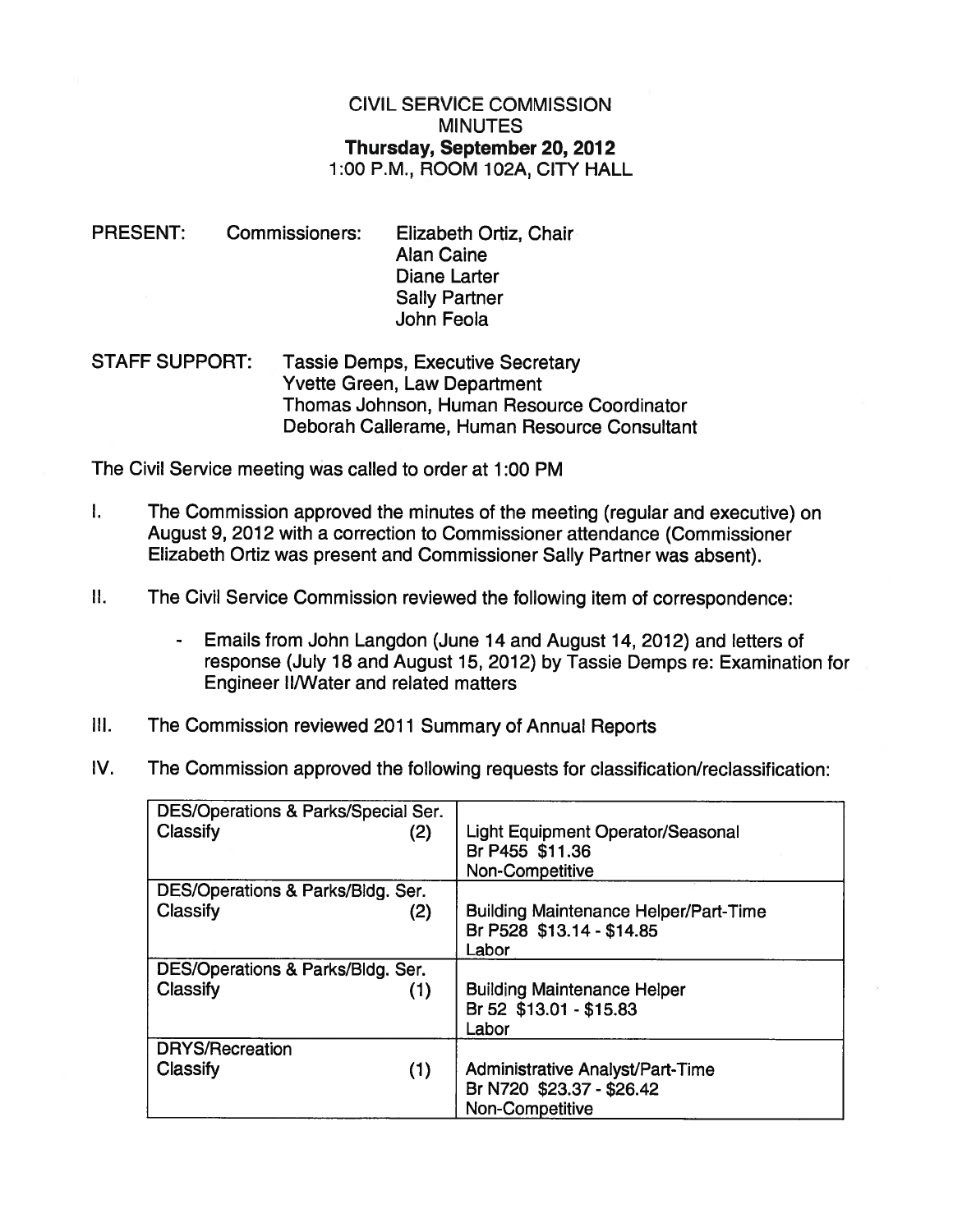# CIVIL SERVICE COMMISSION
## MINUTES
### Thursday, September 20, 2012
1:00 P.M., ROOM 102A, CITY HALL

PRESENT: Commissioners: Elizabeth Ortiz, Chair
Alan Caine
Diane Larter
Sally Partner
John Feola

STAFF SUPPORT: Tassie Demps, Executive Secretary
Yvette Green, Law Department
Thomas Johnson, Human Resource Coordinator
Deborah Callerame, Human Resource Consultant

The Civil Service meeting was called to order at 1:00 PM

I. The Commission approved the minutes of the meeting (regular and executive) on August 9, 2012 with a correction to Commissioner attendance (Commissioner Elizabeth Ortiz was present and Commissioner Sally Partner was absent).

II. The Civil Service Commission reviewed the following item of correspondence:

- Emails from John Langdon (June 14 and August 14, 2012) and letters of response (July 18 and August 15, 2012) by Tassie Demps re: Examination for Engineer II/Water and related matters

III. The Commission reviewed 2011 Summary of Annual Reports

IV. The Commission approved the following requests for classification/reclassification:

| Department / Action | Position |
|---|---|
| DES/Operations & Parks/Special Ser.<br>Classify (2) | Light Equipment Operator/Seasonal<br>Br P455 $11.36<br>Non-Competitive |
| DES/Operations & Parks/Bldg. Ser.<br>Classify (2) | Building Maintenance Helper/Part-Time<br>Br P528 $13.14 - $14.85<br>Labor |
| DES/Operations & Parks/Bldg. Ser.<br>Classify (1) | Building Maintenance Helper<br>Br 52 $13.01 - $15.83<br>Labor |
| DRYS/Recreation<br>Classify (1) | Administrative Analyst/Part-Time<br>Br N720 $23.37 - $26.42<br>Non-Competitive |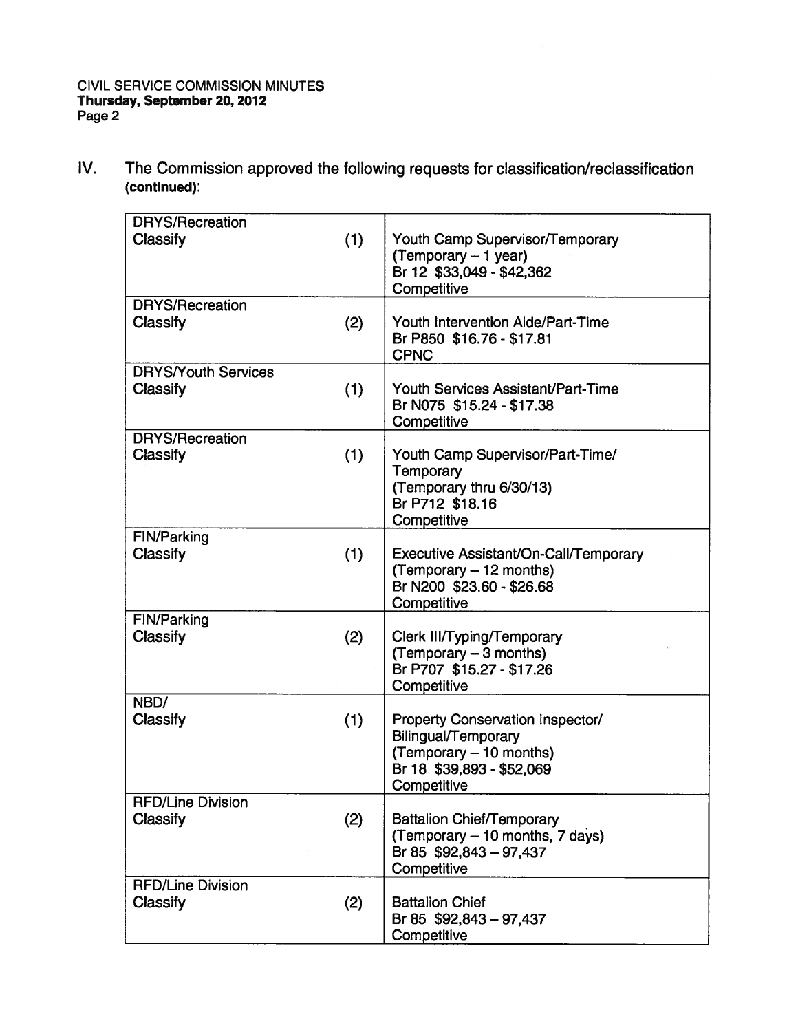IV. The Commission approved the following requests for classification/reclassification **(continued)**:

| Department/Action | No. | Classification |
|---|---|---|
| DRYS/Recreation<br>Classify | (1) | Youth Camp Supervisor/Temporary<br>(Temporary – 1 year)<br>Br 12 $33,049 - $42,362<br>Competitive |
| DRYS/Recreation<br>Classify | (2) | Youth Intervention Aide/Part-Time<br>Br P850 $16.76 - $17.81<br>CPNC |
| DRYS/Youth Services<br>Classify | (1) | Youth Services Assistant/Part-Time<br>Br N075 $15.24 - $17.38<br>Competitive |
| DRYS/Recreation<br>Classify | (1) | Youth Camp Supervisor/Part-Time/<br>Temporary<br>(Temporary thru 6/30/13)<br>Br P712 $18.16<br>Competitive |
| FIN/Parking<br>Classify | (1) | Executive Assistant/On-Call/Temporary<br>(Temporary – 12 months)<br>Br N200 $23.60 - $26.68<br>Competitive |
| FIN/Parking<br>Classify | (2) | Clerk III/Typing/Temporary<br>(Temporary – 3 months)<br>Br P707 $15.27 - $17.26<br>Competitive |
| NBD/<br>Classify | (1) | Property Conservation Inspector/<br>Bilingual/Temporary<br>(Temporary – 10 months)<br>Br 18 $39,893 - $52,069<br>Competitive |
| RFD/Line Division<br>Classify | (2) | Battalion Chief/Temporary<br>(Temporary – 10 months, 7 days)<br>Br 85 $92,843 – 97,437<br>Competitive |
| RFD/Line Division<br>Classify | (2) | Battalion Chief<br>Br 85 $92,843 – 97,437<br>Competitive |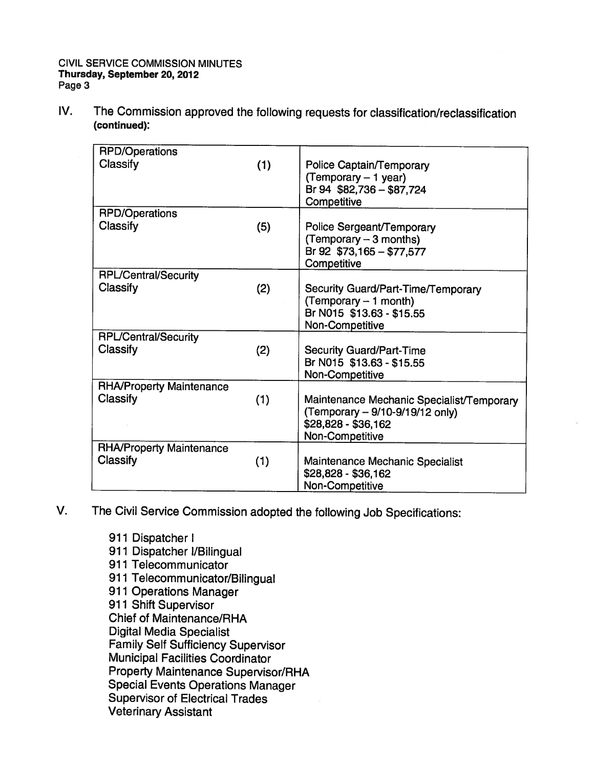IV. The Commission approved the following requests for classification/reclassification **(continued)**:

| Department / Action | Number | Position |
|---|---|---|
| RPD/Operations<br>Classify | (1) | Police Captain/Temporary<br>(Temporary – 1 year)<br>Br 94 $82,736 – $87,724<br>Competitive |
| RPD/Operations<br>Classify | (5) | Police Sergeant/Temporary<br>(Temporary – 3 months)<br>Br 92 $73,165 – $77,577<br>Competitive |
| RPL/Central/Security<br>Classify | (2) | Security Guard/Part-Time/Temporary<br>(Temporary – 1 month)<br>Br N015 $13.63 - $15.55<br>Non-Competitive |
| RPL/Central/Security<br>Classify | (2) | Security Guard/Part-Time<br>Br N015 $13.63 - $15.55<br>Non-Competitive |
| RHA/Property Maintenance<br>Classify | (1) | Maintenance Mechanic Specialist/Temporary<br>(Temporary – 9/10-9/19/12 only)<br>$28,828 - $36,162<br>Non-Competitive |
| RHA/Property Maintenance<br>Classify | (1) | Maintenance Mechanic Specialist<br>$28,828 - $36,162<br>Non-Competitive |

V. The Civil Service Commission adopted the following Job Specifications:

- 911 Dispatcher I
- 911 Dispatcher I/Bilingual
- 911 Telecommunicator
- 911 Telecommunicator/Bilingual
- 911 Operations Manager
- 911 Shift Supervisor
- Chief of Maintenance/RHA
- Digital Media Specialist
- Family Self Sufficiency Supervisor
- Municipal Facilities Coordinator
- Property Maintenance Supervisor/RHA
- Special Events Operations Manager
- Supervisor of Electrical Trades
- Veterinary Assistant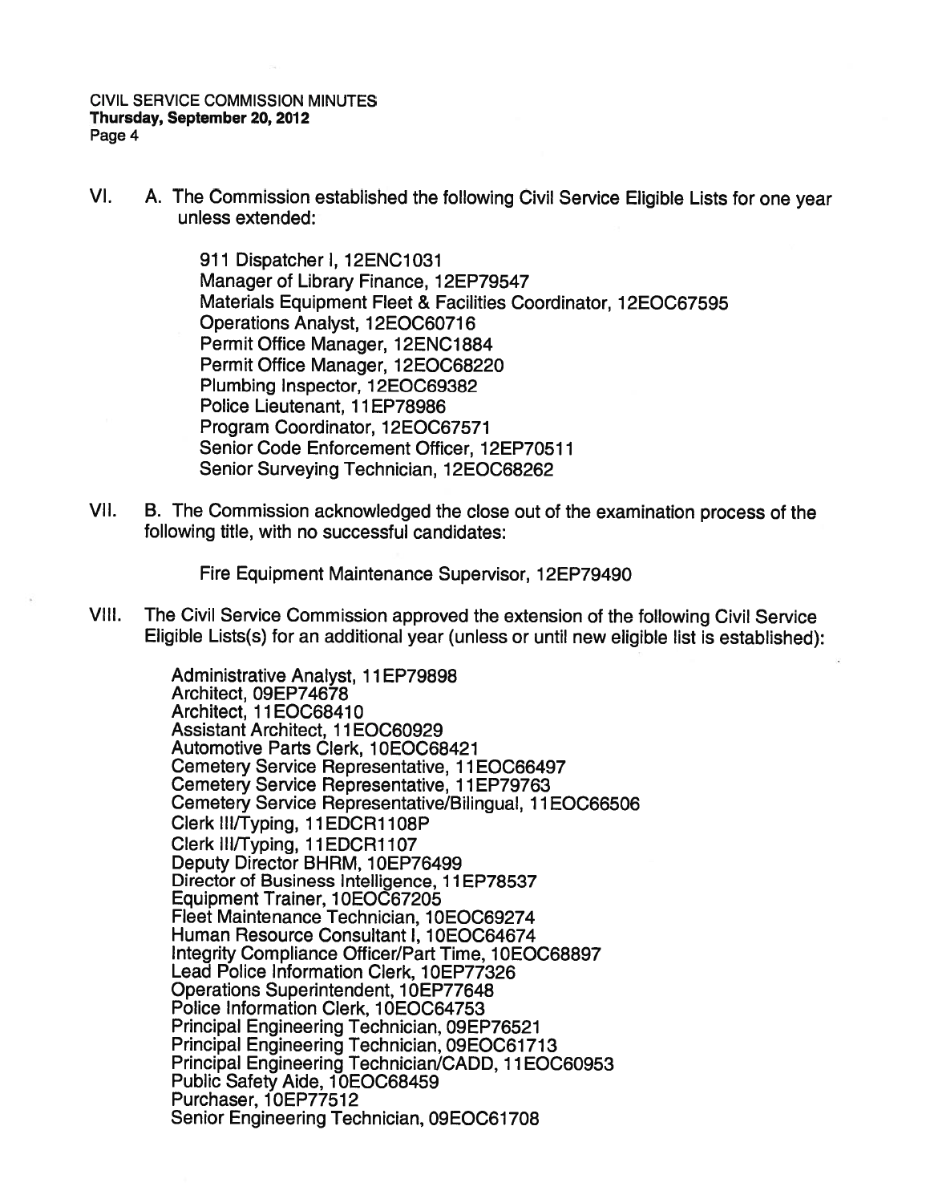VI. A. The Commission established the following Civil Service Eligible Lists for one year unless extended:

911 Dispatcher I, 12ENC1031
Manager of Library Finance, 12EP79547
Materials Equipment Fleet & Facilities Coordinator, 12EOC67595
Operations Analyst, 12EOC60716
Permit Office Manager, 12ENC1884
Permit Office Manager, 12EOC68220
Plumbing Inspector, 12EOC69382
Police Lieutenant, 11EP78986
Program Coordinator, 12EOC67571
Senior Code Enforcement Officer, 12EP70511
Senior Surveying Technician, 12EOC68262

VII. B. The Commission acknowledged the close out of the examination process of the following title, with no successful candidates:

Fire Equipment Maintenance Supervisor, 12EP79490

VIII. The Civil Service Commission approved the extension of the following Civil Service Eligible Lists(s) for an additional year (unless or until new eligible list is established):

Administrative Analyst, 11EP79898
Architect, 09EP74678
Architect, 11EOC68410
Assistant Architect, 11EOC60929
Automotive Parts Clerk, 10EOC68421
Cemetery Service Representative, 11EOC66497
Cemetery Service Representative, 11EP79763
Cemetery Service Representative/Bilingual, 11EOC66506
Clerk III/Typing, 11EDCR1108P
Clerk III/Typing, 11EDCR1107
Deputy Director BHRM, 10EP76499
Director of Business Intelligence, 11EP78537
Equipment Trainer, 10EOC67205
Fleet Maintenance Technician, 10EOC69274
Human Resource Consultant I, 10EOC64674
Integrity Compliance Officer/Part Time, 10EOC68897
Lead Police Information Clerk, 10EP77326
Operations Superintendent, 10EP77648
Police Information Clerk, 10EOC64753
Principal Engineering Technician, 09EP76521
Principal Engineering Technician, 09EOC61713
Principal Engineering Technician/CADD, 11EOC60953
Public Safety Aide, 10EOC68459
Purchaser, 10EP77512
Senior Engineering Technician, 09EOC61708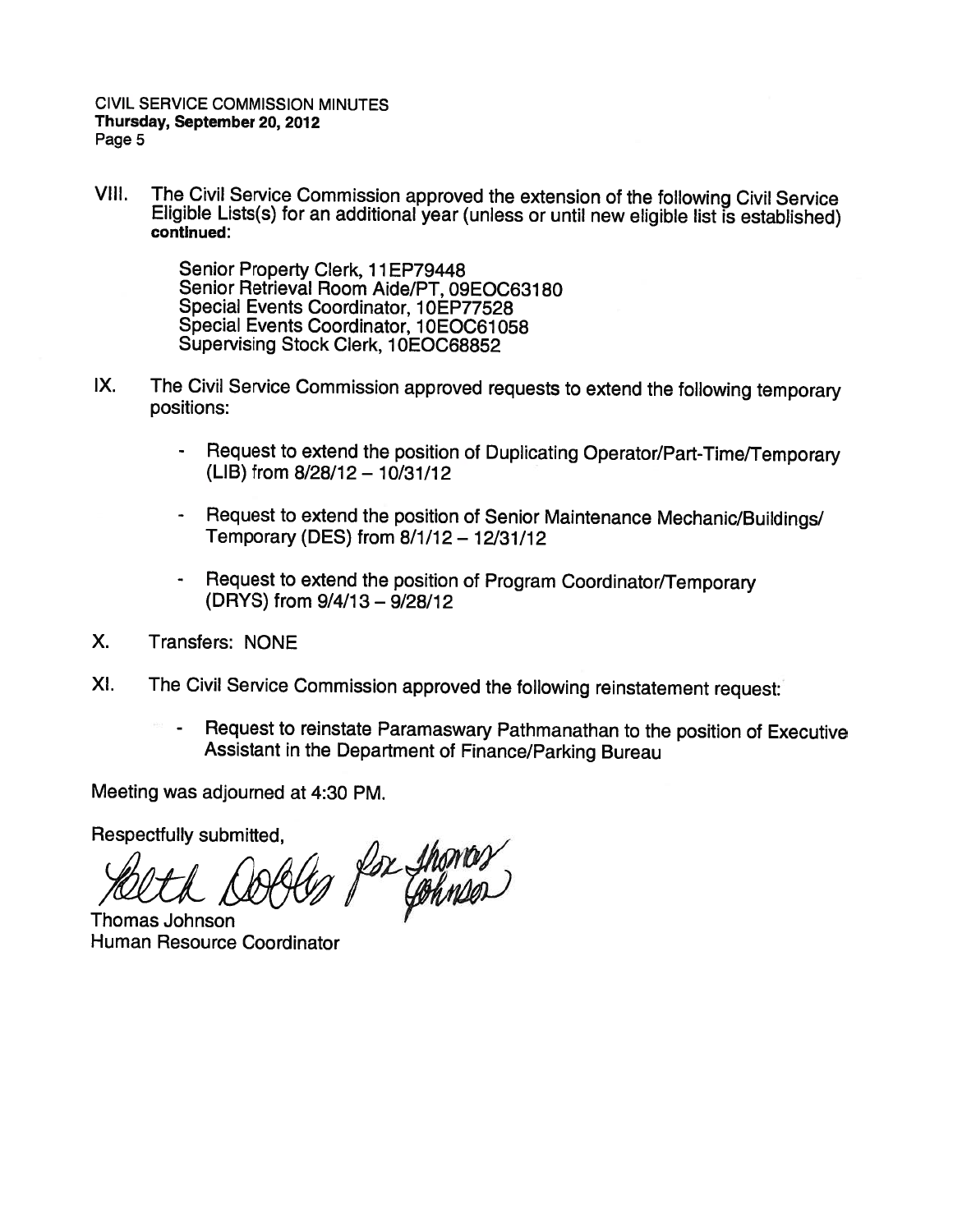VIII. The Civil Service Commission approved the extension of the following Civil Service Eligible Lists(s) for an additional year (unless or until new eligible list is established) **continued**:

Senior Property Clerk, 11EP79448
Senior Retrieval Room Aide/PT, 09EOC63180
Special Events Coordinator, 10EP77528
Special Events Coordinator, 10EOC61058
Supervising Stock Clerk, 10EOC68852

IX. The Civil Service Commission approved requests to extend the following temporary positions:

- Request to extend the position of Duplicating Operator/Part-Time/Temporary (LIB) from 8/28/12 – 10/31/12
- Request to extend the position of Senior Maintenance Mechanic/Buildings/ Temporary (DES) from 8/1/12 – 12/31/12
- Request to extend the position of Program Coordinator/Temporary (DRYS) from 9/4/13 – 9/28/12

X. Transfers: NONE

XI. The Civil Service Commission approved the following reinstatement request:

- Request to reinstate Paramaswary Pathmanathan to the position of Executive Assistant in the Department of Finance/Parking Bureau

Meeting was adjourned at 4:30 PM.

Respectfully submitted,

Beth Dobbs for Thomas Johnson

Thomas Johnson
Human Resource Coordinator